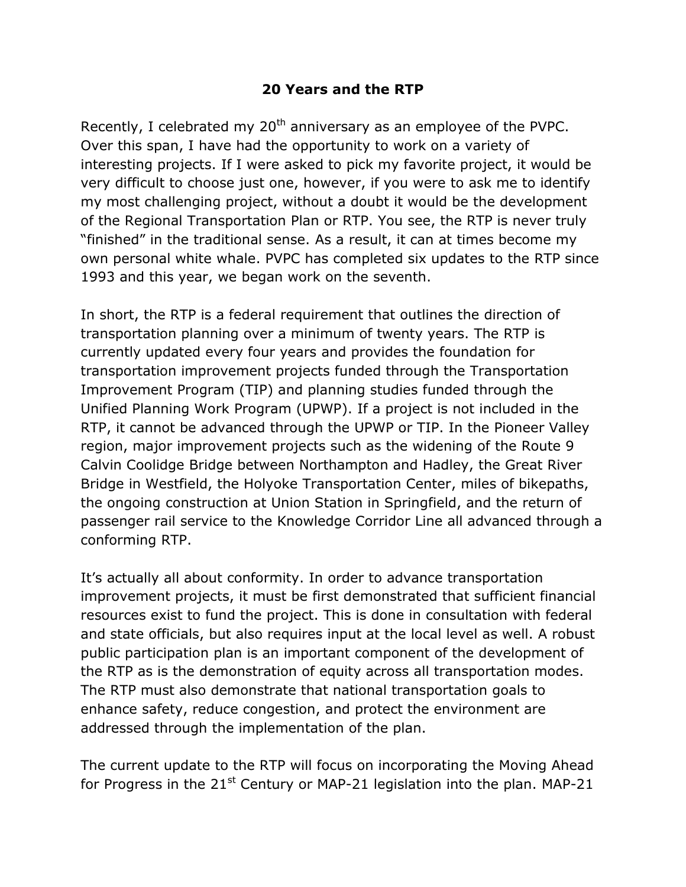# 20 Years and the RTP

Recently, I celebrated my 20th anniversary as an employee of the PVPC. Over this span, I have had the opportunity to work on a variety of interesting projects. If I were asked to pick my favorite project, it would be very difficult to choose just one, however, if you were to ask me to identify my most challenging project, without a doubt it would be the development of the Regional Transportation Plan or RTP. You see, the RTP is never truly "finished" in the traditional sense. As a result, it can at times become my own personal white whale. PVPC has completed six updates to the RTP since 1993 and this year, we began work on the seventh.

In short, the RTP is a federal requirement that outlines the direction of transportation planning over a minimum of twenty years. The RTP is currently updated every four years and provides the foundation for transportation improvement projects funded through the Transportation Improvement Program (TIP) and planning studies funded through the Unified Planning Work Program (UPWP). If a project is not included in the RTP, it cannot be advanced through the UPWP or TIP. In the Pioneer Valley region, major improvement projects such as the widening of the Route 9 Calvin Coolidge Bridge between Northampton and Hadley, the Great River Bridge in Westfield, the Holyoke Transportation Center, miles of bikepaths, the ongoing construction at Union Station in Springfield, and the return of passenger rail service to the Knowledge Corridor Line all advanced through a conforming RTP.

It's actually all about conformity. In order to advance transportation improvement projects, it must be first demonstrated that sufficient financial resources exist to fund the project. This is done in consultation with federal and state officials, but also requires input at the local level as well. A robust public participation plan is an important component of the development of the RTP as is the demonstration of equity across all transportation modes. The RTP must also demonstrate that national transportation goals to enhance safety, reduce congestion, and protect the environment are addressed through the implementation of the plan.

The current update to the RTP will focus on incorporating the Moving Ahead for Progress in the 21st Century or MAP-21 legislation into the plan. MAP-21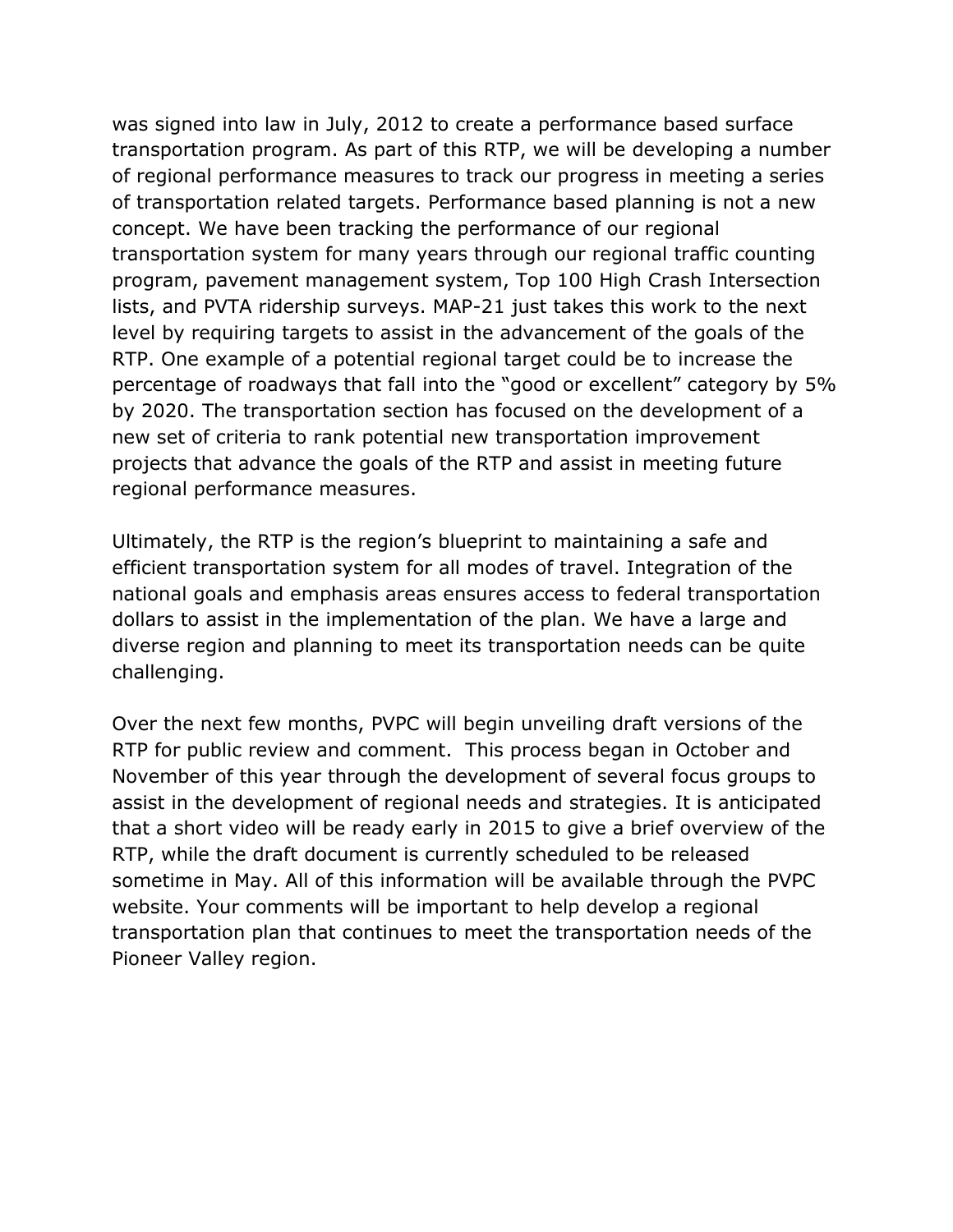was signed into law in July, 2012 to create a performance based surface transportation program. As part of this RTP, we will be developing a number of regional performance measures to track our progress in meeting a series of transportation related targets. Performance based planning is not a new concept. We have been tracking the performance of our regional transportation system for many years through our regional traffic counting program, pavement management system, Top 100 High Crash Intersection lists, and PVTA ridership surveys. MAP-21 just takes this work to the next level by requiring targets to assist in the advancement of the goals of the RTP. One example of a potential regional target could be to increase the percentage of roadways that fall into the "good or excellent" category by 5% by 2020. The transportation section has focused on the development of a new set of criteria to rank potential new transportation improvement projects that advance the goals of the RTP and assist in meeting future regional performance measures.

Ultimately, the RTP is the region's blueprint to maintaining a safe and efficient transportation system for all modes of travel. Integration of the national goals and emphasis areas ensures access to federal transportation dollars to assist in the implementation of the plan. We have a large and diverse region and planning to meet its transportation needs can be quite challenging.

Over the next few months, PVPC will begin unveiling draft versions of the RTP for public review and comment. This process began in October and November of this year through the development of several focus groups to assist in the development of regional needs and strategies. It is anticipated that a short video will be ready early in 2015 to give a brief overview of the RTP, while the draft document is currently scheduled to be released sometime in May. All of this information will be available through the PVPC website. Your comments will be important to help develop a regional transportation plan that continues to meet the transportation needs of the Pioneer Valley region.